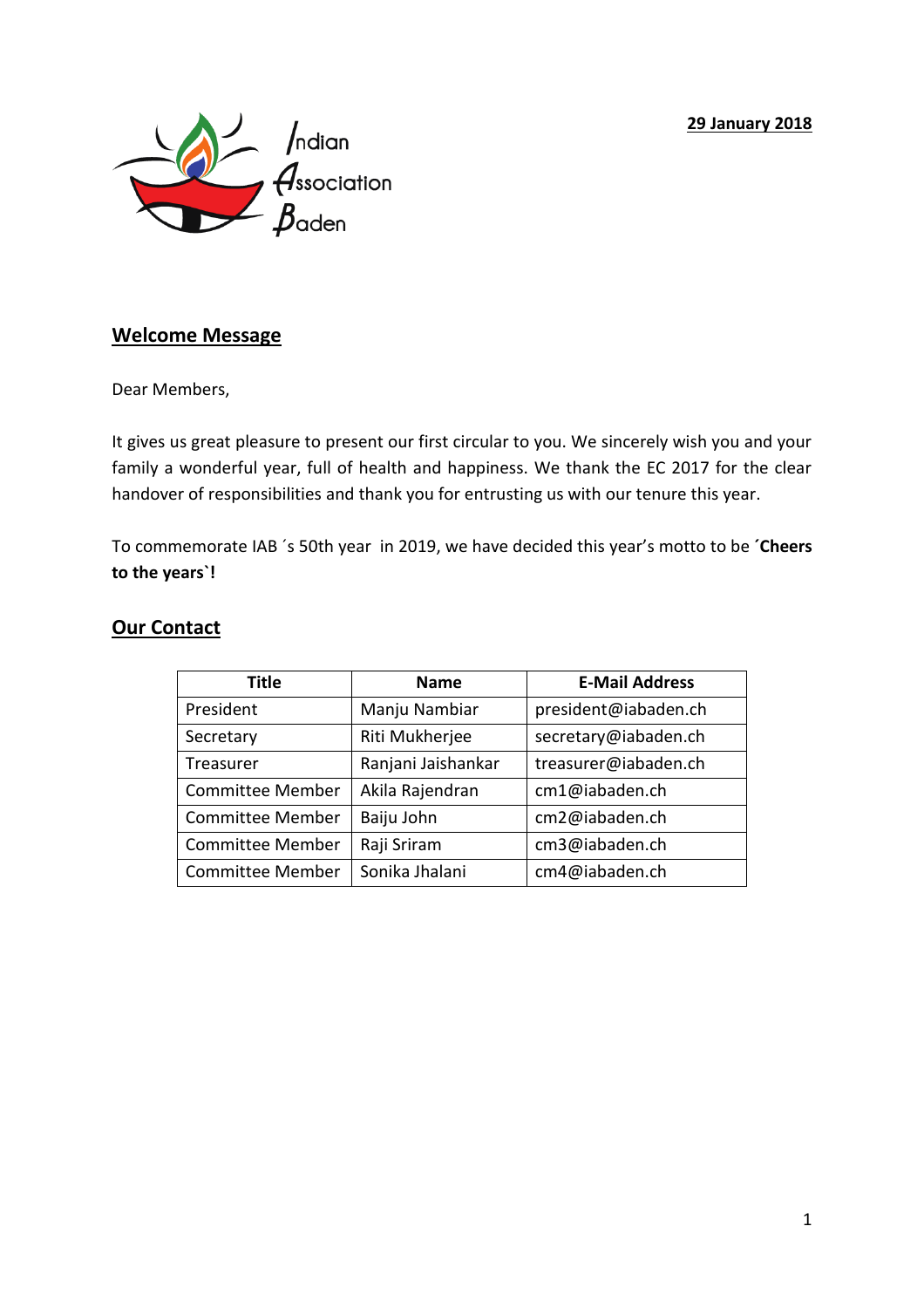**29 January 2018**

Indian Association Baden

## Welcome Message

Dear Members,

It gives us great pleasure to present our first circular to you. We sincerely wish you and your family a wonderful year, full of health and happiness. We thank the EC 2017 for the clear handover of responsibilities and thank you for entrusting us with our tenure this year.

To commemorate IAB ´s 50th year in 2019, we have decided this year's motto to be ´**Cheers to the years`!**

## Our Contact

| Title | Name | E-Mail Address |
|---|---|---|
| President | Manju Nambiar | president@iabaden.ch |
| Secretary | Riti Mukherjee | secretary@iabaden.ch |
| Treasurer | Ranjani Jaishankar | treasurer@iabaden.ch |
| Committee Member | Akila Rajendran | cm1@iabaden.ch |
| Committee Member | Baiju John | cm2@iabaden.ch |
| Committee Member | Raji Sriram | cm3@iabaden.ch |
| Committee Member | Sonika Jhalani | cm4@iabaden.ch |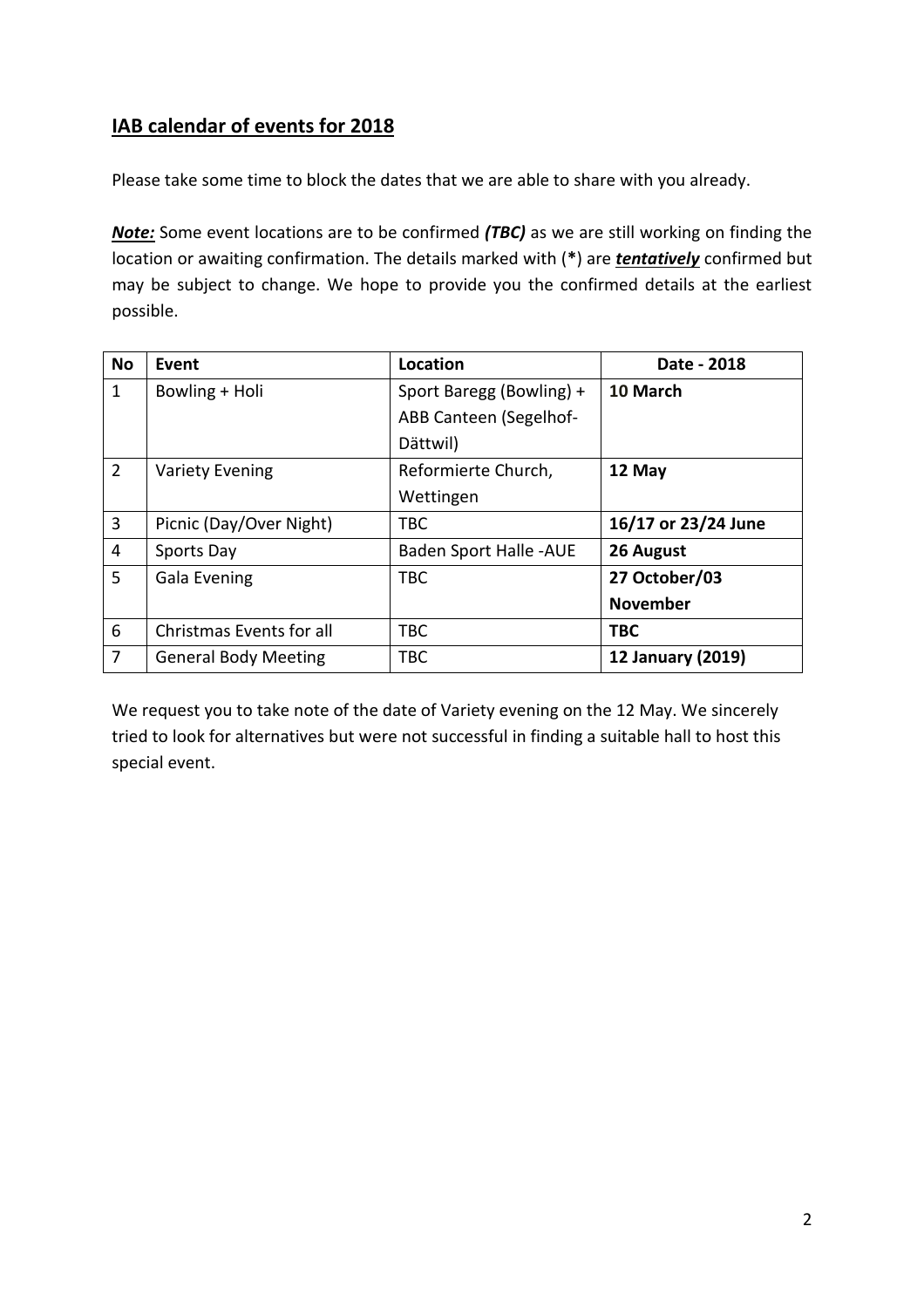## IAB calendar of events for 2018

Please take some time to block the dates that we are able to share with you already.

***Note:*** Some event locations are to be confirmed ***(TBC)*** as we are still working on finding the location or awaiting confirmation. The details marked with (**\***) are ***tentatively*** confirmed but may be subject to change. We hope to provide you the confirmed details at the earliest possible.

| No | Event | Location | Date - 2018 |
|---|---|---|---|
| 1 | Bowling + Holi | Sport Baregg (Bowling) + ABB Canteen (Segelhof-Dättwil) | **10 March** |
| 2 | Variety Evening | Reformierte Church, Wettingen | **12 May** |
| 3 | Picnic (Day/Over Night) | TBC | **16/17 or 23/24 June** |
| 4 | Sports Day | Baden Sport Halle -AUE | **26 August** |
| 5 | Gala Evening | TBC | **27 October/03 November** |
| 6 | Christmas Events for all | TBC | **TBC** |
| 7 | General Body Meeting | TBC | **12 January (2019)** |

We request you to take note of the date of Variety evening on the 12 May. We sincerely tried to look for alternatives but were not successful in finding a suitable hall to host this special event.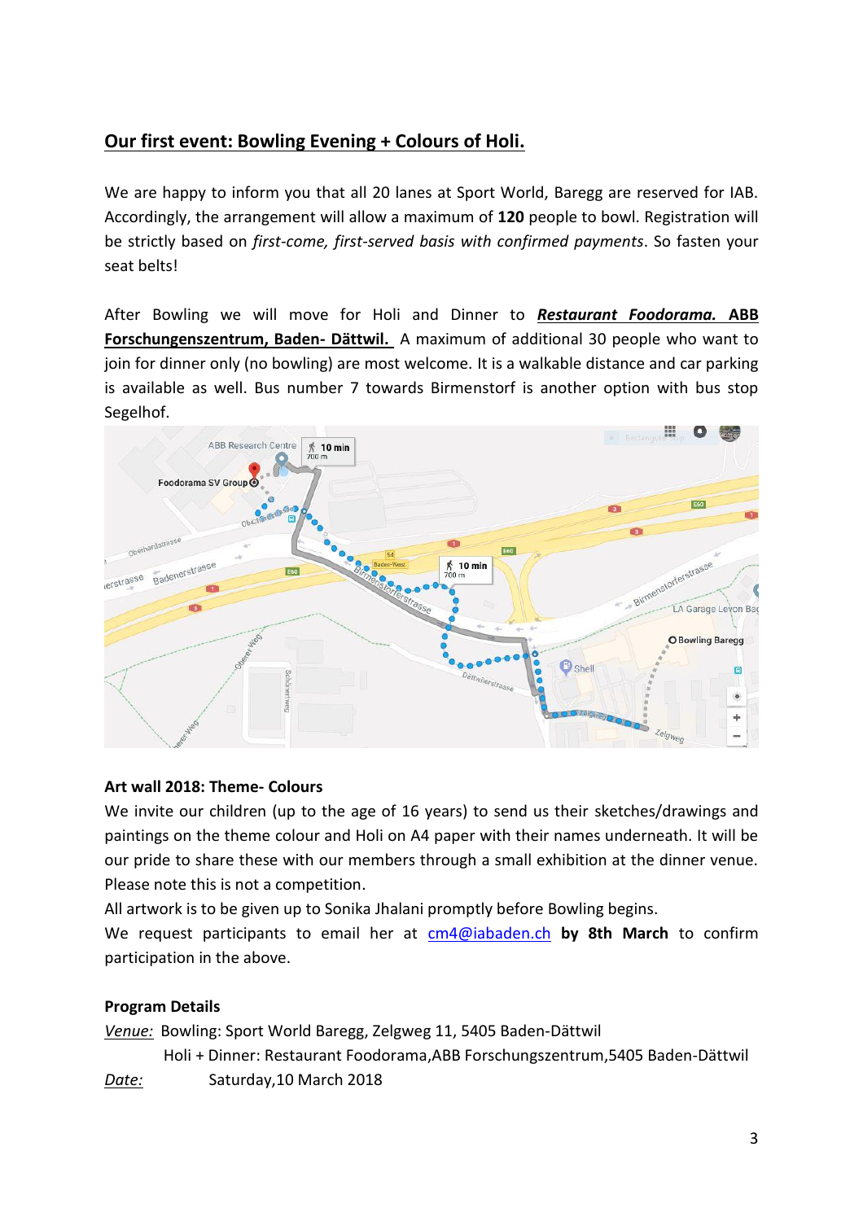## Our first event: Bowling Evening + Colours of Holi.

We are happy to inform you that all 20 lanes at Sport World, Baregg are reserved for IAB. Accordingly, the arrangement will allow a maximum of **120** people to bowl. Registration will be strictly based on *first-come, first-served basis with confirmed payments*. So fasten your seat belts!

After Bowling we will move for Holi and Dinner to ***Restaurant Foodorama.* ABB Forschungenszentrum, Baden- Dättwil.** A maximum of additional 30 people who want to join for dinner only (no bowling) are most welcome. It is a walkable distance and car parking is available as well. Bus number 7 towards Birmenstorf is another option with bus stop Segelhof.

**Art wall 2018: Theme- Colours**

We invite our children (up to the age of 16 years) to send us their sketches/drawings and paintings on the theme colour and Holi on A4 paper with their names underneath. It will be our pride to share these with our members through a small exhibition at the dinner venue. Please note this is not a competition.

All artwork is to be given up to Sonika Jhalani promptly before Bowling begins.

We request participants to email her at cm4@iabaden.ch **by 8th March** to confirm participation in the above.

**Program Details**

*Venue:* Bowling: Sport World Baregg, Zelgweg 11, 5405 Baden-Dättwil

Holi + Dinner: Restaurant Foodorama,ABB Forschungszentrum,5405 Baden-Dättwil

*Date:* Saturday,10 March 2018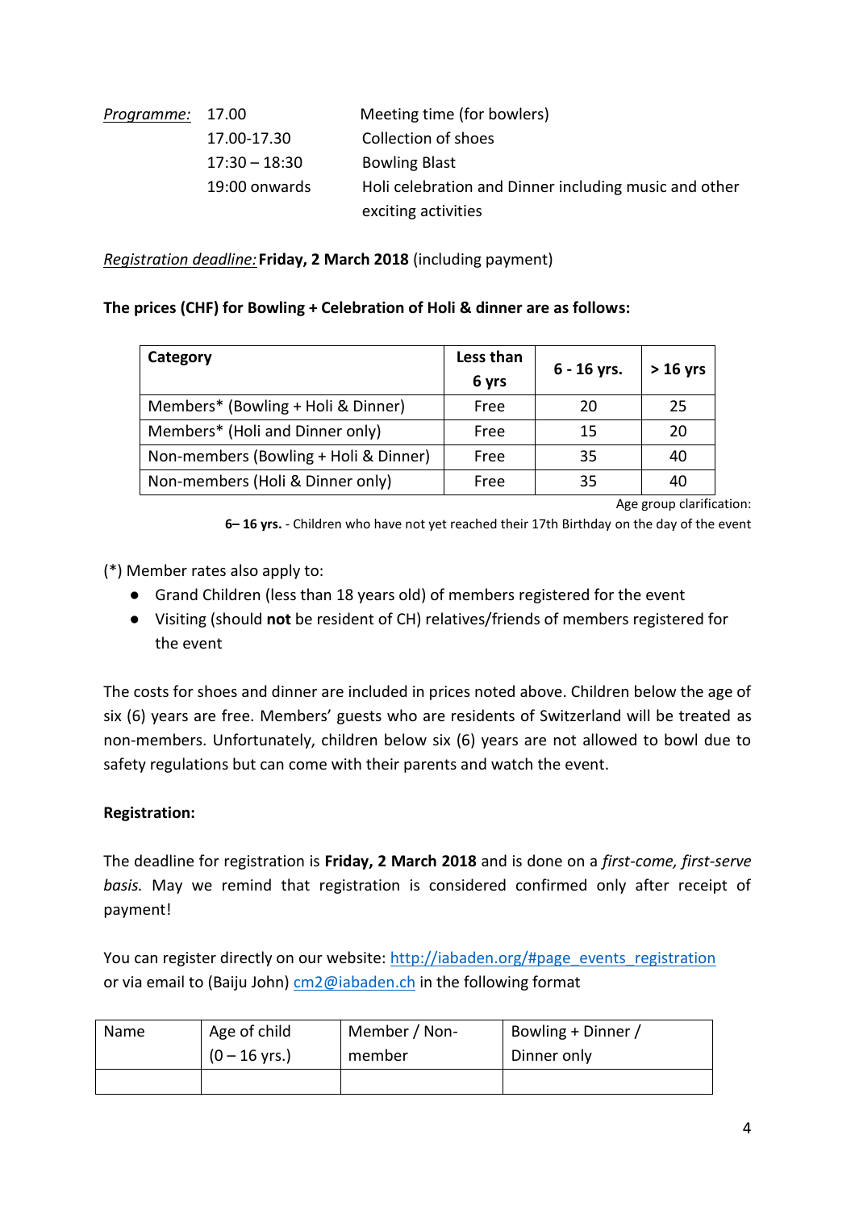*Programme:* 

| | |
|---|---|
| 17.00 | Meeting time (for bowlers) |
| 17.00-17.30 | Collection of shoes |
| 17:30 – 18:30 | Bowling Blast |
| 19:00 onwards | Holi celebration and Dinner including music and other exciting activities |

*Registration deadline:* **Friday, 2 March 2018** (including payment)

**The prices (CHF) for Bowling + Celebration of Holi & dinner are as follows:**

| Category | Less than 6 yrs | 6 - 16 yrs. | > 16 yrs |
|---|---|---|---|
| Members* (Bowling + Holi & Dinner) | Free | 20 | 25 |
| Members* (Holi and Dinner only) | Free | 15 | 20 |
| Non-members (Bowling + Holi & Dinner) | Free | 35 | 40 |
| Non-members (Holi & Dinner only) | Free | 35 | 40 |

Age group clarification:

**6– 16 yrs.** - Children who have not yet reached their 17th Birthday on the day of the event

(*) Member rates also apply to:

- Grand Children (less than 18 years old) of members registered for the event
- Visiting (should **not** be resident of CH) relatives/friends of members registered for the event

The costs for shoes and dinner are included in prices noted above. Children below the age of six (6) years are free. Members' guests who are residents of Switzerland will be treated as non-members. Unfortunately, children below six (6) years are not allowed to bowl due to safety regulations but can come with their parents and watch the event.

**Registration:**

The deadline for registration is **Friday, 2 March 2018** and is done on a *first-come, first-serve basis.* May we remind that registration is considered confirmed only after receipt of payment!

You can register directly on our website: http://iabaden.org/#page_events_registration or via email to (Baiju John) cm2@iabaden.ch in the following format

| Name | Age of child (0 – 16 yrs.) | Member / Non-member | Bowling + Dinner / Dinner only |
|---|---|---|---|
| | | | |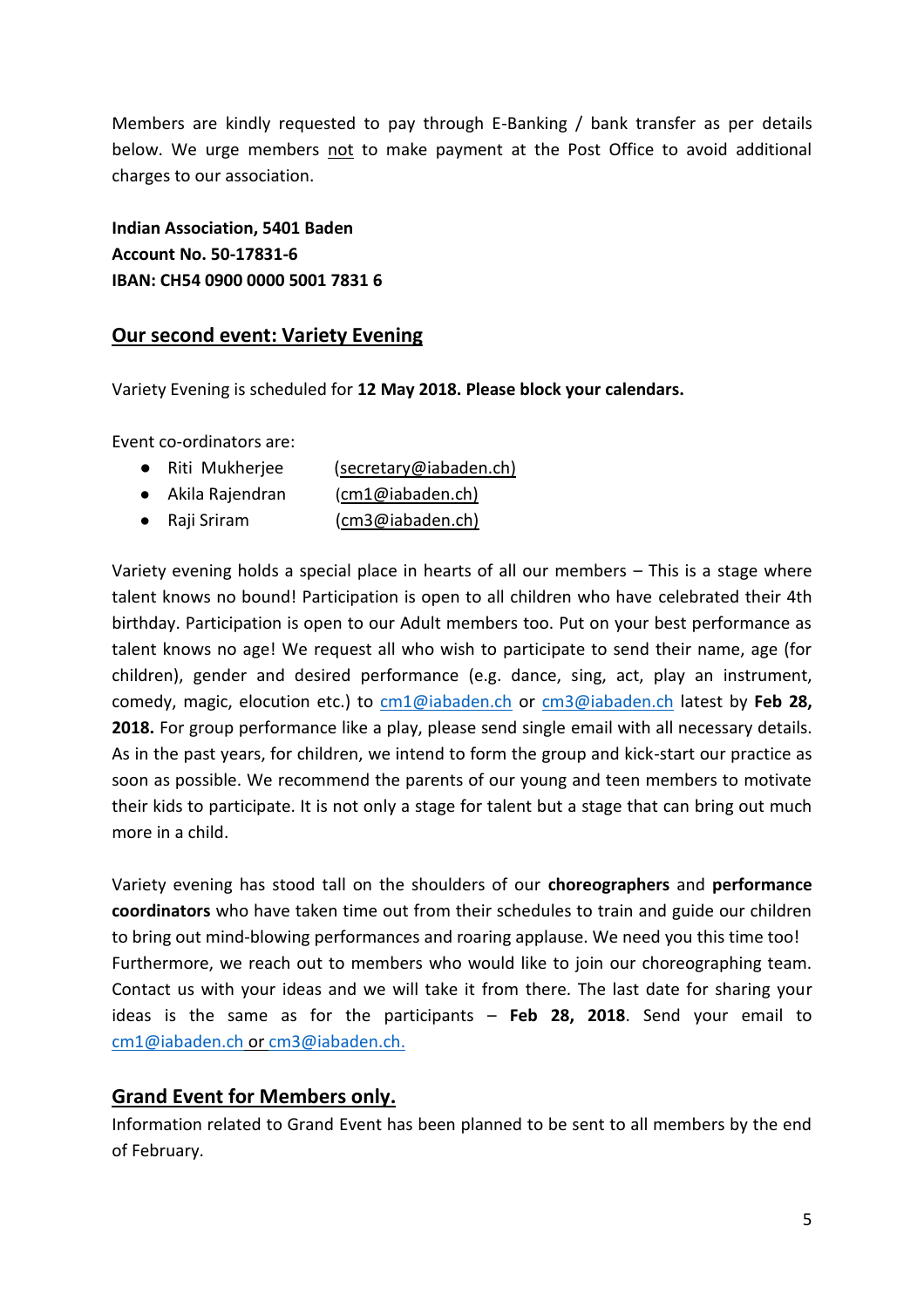Members are kindly requested to pay through E-Banking / bank transfer as per details below. We urge members not to make payment at the Post Office to avoid additional charges to our association.

**Indian Association, 5401 Baden**
**Account No. 50-17831-6**
**IBAN: CH54 0900 0000 5001 7831 6**

## Our second event: Variety Evening

Variety Evening is scheduled for **12 May 2018. Please block your calendars.**

Event co-ordinators are:

- Riti Mukherjee (secretary@iabaden.ch)
- Akila Rajendran (cm1@iabaden.ch)
- Raji Sriram (cm3@iabaden.ch)

Variety evening holds a special place in hearts of all our members – This is a stage where talent knows no bound! Participation is open to all children who have celebrated their 4th birthday. Participation is open to our Adult members too. Put on your best performance as talent knows no age! We request all who wish to participate to send their name, age (for children), gender and desired performance (e.g. dance, sing, act, play an instrument, comedy, magic, elocution etc.) to cm1@iabaden.ch or cm3@iabaden.ch latest by **Feb 28, 2018.** For group performance like a play, please send single email with all necessary details. As in the past years, for children, we intend to form the group and kick-start our practice as soon as possible. We recommend the parents of our young and teen members to motivate their kids to participate. It is not only a stage for talent but a stage that can bring out much more in a child.

Variety evening has stood tall on the shoulders of our **choreographers** and **performance coordinators** who have taken time out from their schedules to train and guide our children to bring out mind-blowing performances and roaring applause. We need you this time too! Furthermore, we reach out to members who would like to join our choreographing team. Contact us with your ideas and we will take it from there. The last date for sharing your ideas is the same as for the participants – **Feb 28, 2018**. Send your email to cm1@iabaden.ch or cm3@iabaden.ch.

## Grand Event for Members only.

Information related to Grand Event has been planned to be sent to all members by the end of February.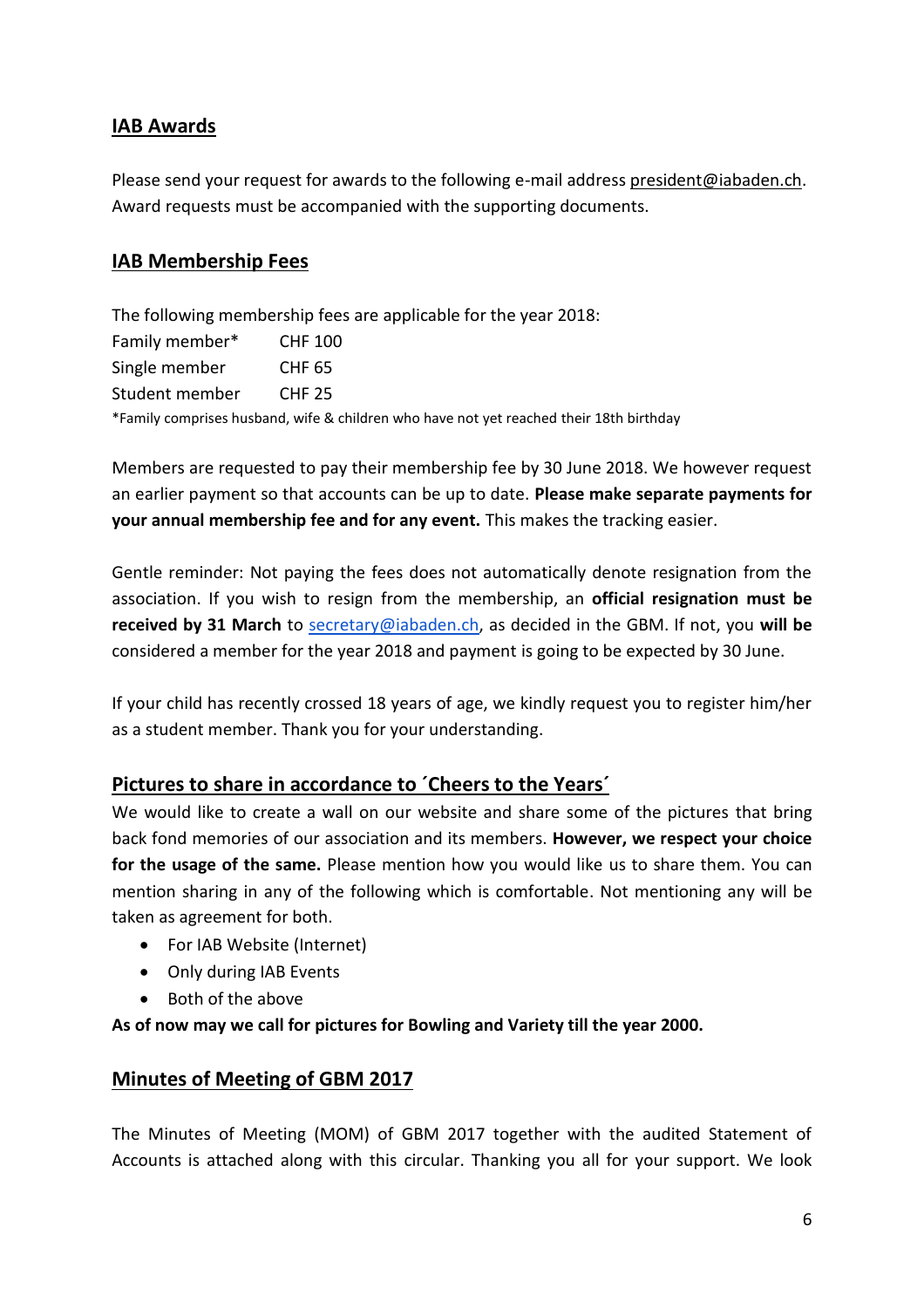## IAB Awards

Please send your request for awards to the following e-mail address president@iabaden.ch. Award requests must be accompanied with the supporting documents.

## IAB Membership Fees

The following membership fees are applicable for the year 2018:

| | |
|---|---|
| Family member* | CHF 100 |
| Single member | CHF 65 |
| Student member | CHF 25 |

*Family comprises husband, wife & children who have not yet reached their 18th birthday

Members are requested to pay their membership fee by 30 June 2018. We however request an earlier payment so that accounts can be up to date. **Please make separate payments for your annual membership fee and for any event.** This makes the tracking easier.

Gentle reminder: Not paying the fees does not automatically denote resignation from the association. If you wish to resign from the membership, an **official resignation must be received by 31 March** to secretary@iabaden.ch, as decided in the GBM. If not, you **will be** considered a member for the year 2018 and payment is going to be expected by 30 June.

If your child has recently crossed 18 years of age, we kindly request you to register him/her as a student member. Thank you for your understanding.

## Pictures to share in accordance to ´Cheers to the Years´

We would like to create a wall on our website and share some of the pictures that bring back fond memories of our association and its members. **However, we respect your choice for the usage of the same.** Please mention how you would like us to share them. You can mention sharing in any of the following which is comfortable. Not mentioning any will be taken as agreement for both.

- For IAB Website (Internet)
- Only during IAB Events
- Both of the above

**As of now may we call for pictures for Bowling and Variety till the year 2000.**

## Minutes of Meeting of GBM 2017

The Minutes of Meeting (MOM) of GBM 2017 together with the audited Statement of Accounts is attached along with this circular. Thanking you all for your support. We look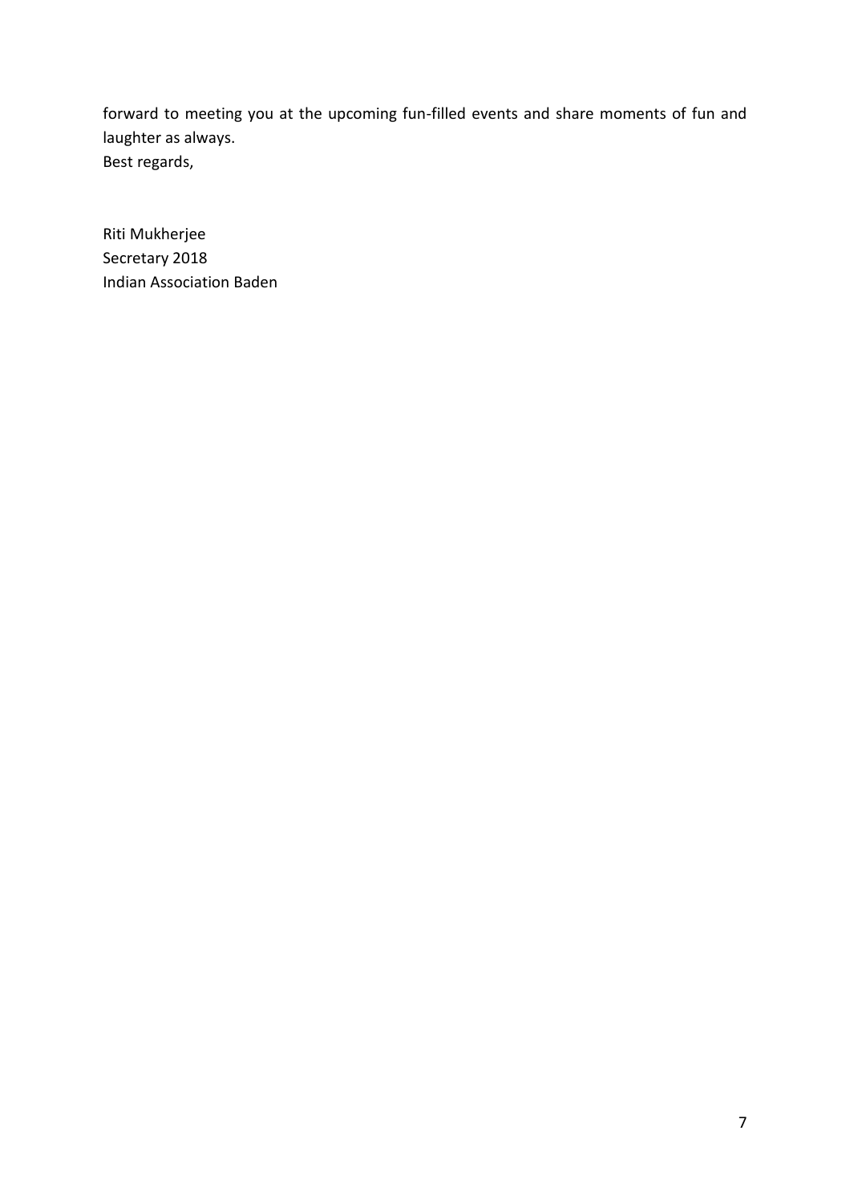forward to meeting you at the upcoming fun-filled events and share moments of fun and laughter as always.
Best regards,

Riti Mukherjee
Secretary 2018
Indian Association Baden